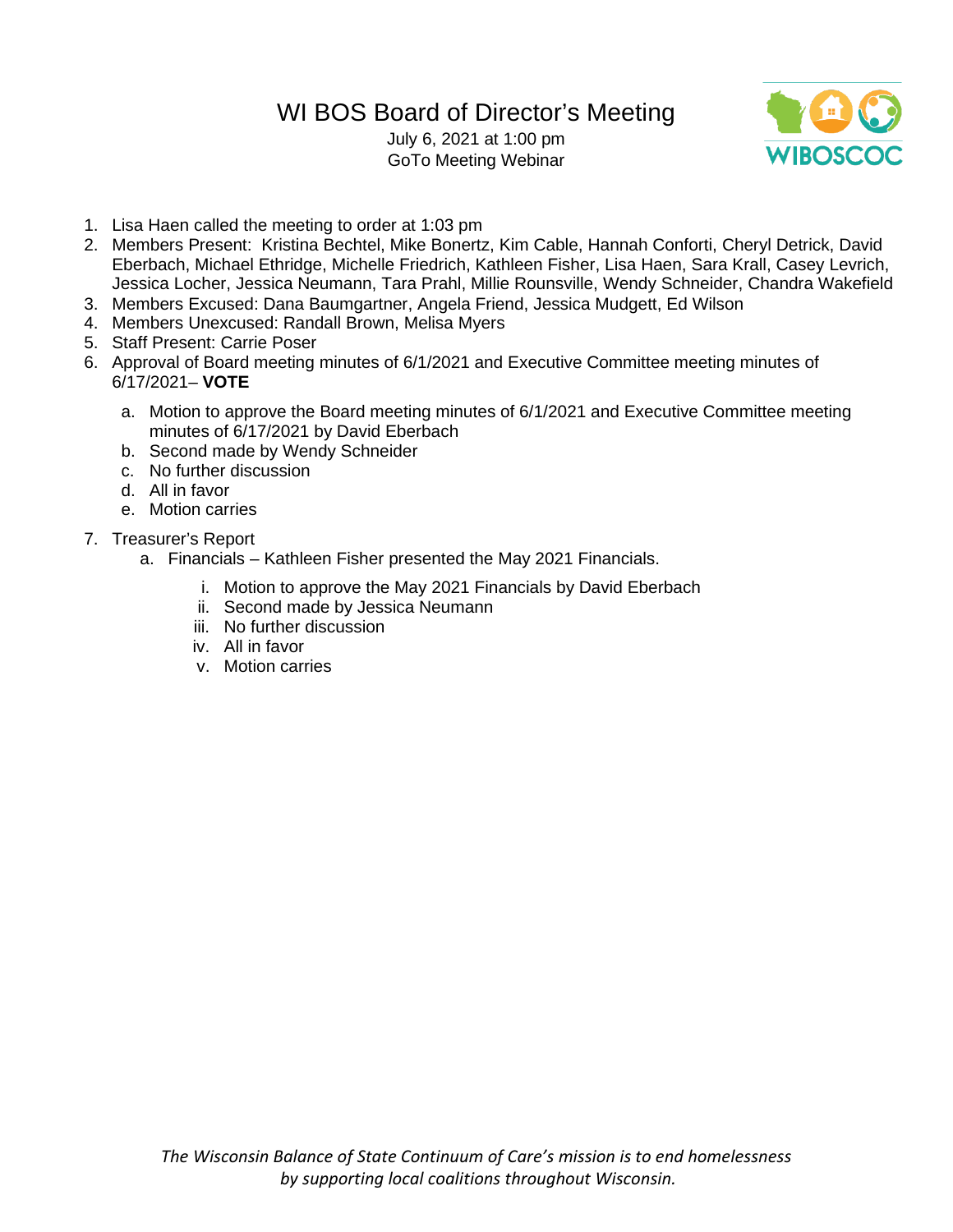# WI BOS Board of Director's Meeting

July 6, 2021 at 1:00 pm
GoTo Meeting Webinar

WIBOSCOC

1. Lisa Haen called the meeting to order at 1:03 pm
2. Members Present: Kristina Bechtel, Mike Bonertz, Kim Cable, Hannah Conforti, Cheryl Detrick, David Eberbach, Michael Ethridge, Michelle Friedrich, Kathleen Fisher, Lisa Haen, Sara Krall, Casey Levrich, Jessica Locher, Jessica Neumann, Tara Prahl, Millie Rounsville, Wendy Schneider, Chandra Wakefield
3. Members Excused: Dana Baumgartner, Angela Friend, Jessica Mudgett, Ed Wilson
4. Members Unexcused: Randall Brown, Melisa Myers
5. Staff Present: Carrie Poser
6. Approval of Board meeting minutes of 6/1/2021 and Executive Committee meeting minutes of 6/17/2021– **VOTE**
   a. Motion to approve the Board meeting minutes of 6/1/2021 and Executive Committee meeting minutes of 6/17/2021 by David Eberbach
   b. Second made by Wendy Schneider
   c. No further discussion
   d. All in favor
   e. Motion carries
7. Treasurer's Report
   a. Financials – Kathleen Fisher presented the May 2021 Financials.
      i. Motion to approve the May 2021 Financials by David Eberbach
      ii. Second made by Jessica Neumann
      iii. No further discussion
      iv. All in favor
      v. Motion carries

*The Wisconsin Balance of State Continuum of Care's mission is to end homelessness by supporting local coalitions throughout Wisconsin.*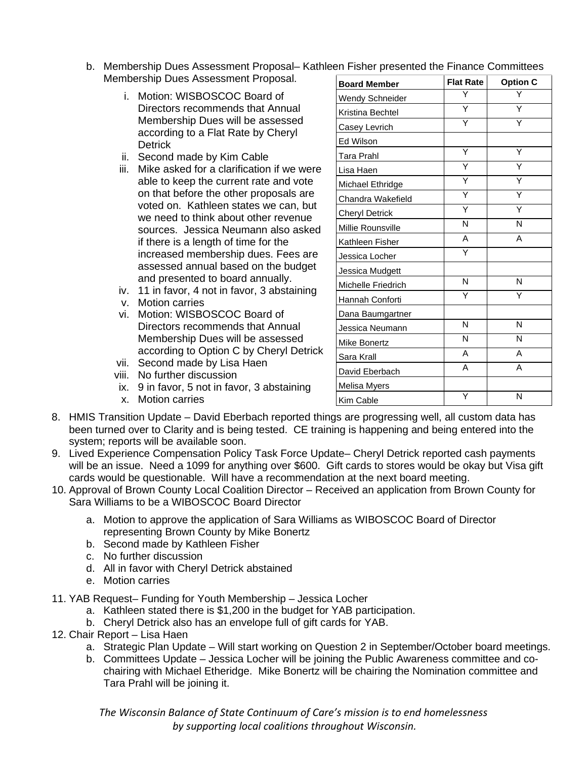b. Membership Dues Assessment Proposal– Kathleen Fisher presented the Finance Committees Membership Dues Assessment Proposal.

   i. Motion: WISBOSCOC Board of Directors recommends that Annual Membership Dues will be assessed according to a Flat Rate by Cheryl Detrick
   ii. Second made by Kim Cable
   iii. Mike asked for a clarification if we were able to keep the current rate and vote on that before the other proposals are voted on. Kathleen states we can, but we need to think about other revenue sources. Jessica Neumann also asked if there is a length of time for the increased membership dues. Fees are assessed annual based on the budget and presented to board annually.
   iv. 11 in favor, 4 not in favor, 3 abstaining
   v. Motion carries
   vi. Motion: WISBOSCOC Board of Directors recommends that Annual Membership Dues will be assessed according to Option C by Cheryl Detrick
   vii. Second made by Lisa Haen
   viii. No further discussion
   ix. 9 in favor, 5 not in favor, 3 abstaining
   x. Motion carries

| Board Member | Flat Rate | Option C |
|---|---|---|
| Wendy Schneider | Y | Y |
| Kristina Bechtel | Y | Y |
| Casey Levrich | Y | Y |
| Ed Wilson | | |
| Tara Prahl | Y | Y |
| Lisa Haen | Y | Y |
| Michael Ethridge | Y | Y |
| Chandra Wakefield | Y | Y |
| Cheryl Detrick | Y | Y |
| Millie Rounsville | N | N |
| Kathleen Fisher | A | A |
| Jessica Locher | Y | |
| Jessica Mudgett | | |
| Michelle Friedrich | N | N |
| Hannah Conforti | Y | Y |
| Dana Baumgartner | | |
| Jessica Neumann | N | N |
| Mike Bonertz | N | N |
| Sara Krall | A | A |
| David Eberbach | A | A |
| Melisa Myers | | |
| Kim Cable | Y | N |

8. HMIS Transition Update – David Eberbach reported things are progressing well, all custom data has been turned over to Clarity and is being tested. CE training is happening and being entered into the system; reports will be available soon.
9. Lived Experience Compensation Policy Task Force Update– Cheryl Detrick reported cash payments will be an issue. Need a 1099 for anything over $600. Gift cards to stores would be okay but Visa gift cards would be questionable. Will have a recommendation at the next board meeting.
10. Approval of Brown County Local Coalition Director – Received an application from Brown County for Sara Williams to be a WIBOSCOC Board Director
    a. Motion to approve the application of Sara Williams as WIBOSCOC Board of Director representing Brown County by Mike Bonertz
    b. Second made by Kathleen Fisher
    c. No further discussion
    d. All in favor with Cheryl Detrick abstained
    e. Motion carries
11. YAB Request– Funding for Youth Membership – Jessica Locher
    a. Kathleen stated there is $1,200 in the budget for YAB participation.
    b. Cheryl Detrick also has an envelope full of gift cards for YAB.
12. Chair Report – Lisa Haen
    a. Strategic Plan Update – Will start working on Question 2 in September/October board meetings.
    b. Committees Update – Jessica Locher will be joining the Public Awareness committee and co-chairing with Michael Etheridge. Mike Bonertz will be chairing the Nomination committee and Tara Prahl will be joining it.

*The Wisconsin Balance of State Continuum of Care's mission is to end homelessness by supporting local coalitions throughout Wisconsin.*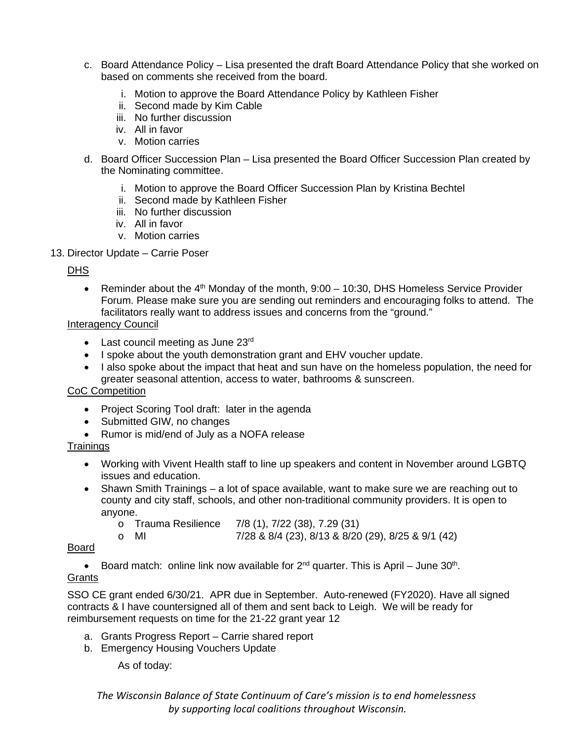c. Board Attendance Policy – Lisa presented the draft Board Attendance Policy that she worked on based on comments she received from the board.

   i. Motion to approve the Board Attendance Policy by Kathleen Fisher
   ii. Second made by Kim Cable
   iii. No further discussion
   iv. All in favor
   v. Motion carries

d. Board Officer Succession Plan – Lisa presented the Board Officer Succession Plan created by the Nominating committee.

   i. Motion to approve the Board Officer Succession Plan by Kristina Bechtel
   ii. Second made by Kathleen Fisher
   iii. No further discussion
   iv. All in favor
   v. Motion carries

13. Director Update – Carrie Poser

<u>DHS</u>

- Reminder about the 4th Monday of the month, 9:00 – 10:30, DHS Homeless Service Provider Forum. Please make sure you are sending out reminders and encouraging folks to attend. The facilitators really want to address issues and concerns from the "ground."

<u>Interagency Council</u>

- Last council meeting as June 23rd
- I spoke about the youth demonstration grant and EHV voucher update.
- I also spoke about the impact that heat and sun have on the homeless population, the need for greater seasonal attention, access to water, bathrooms & sunscreen.

<u>CoC Competition</u>

- Project Scoring Tool draft: later in the agenda
- Submitted GIW, no changes
- Rumor is mid/end of July as a NOFA release

<u>Trainings</u>

- Working with Vivent Health staff to line up speakers and content in November around LGBTQ issues and education.
- Shawn Smith Trainings – a lot of space available, want to make sure we are reaching out to county and city staff, schools, and other non-traditional community providers. It is open to anyone.
  - Trauma Resilience 7/8 (1), 7/22 (38), 7.29 (31)
  - MI 7/28 & 8/4 (23), 8/13 & 8/20 (29), 8/25 & 9/1 (42)

<u>Board</u>

- Board match: online link now available for 2nd quarter. This is April – June 30th.

<u>Grants</u>

SSO CE grant ended 6/30/21. APR due in September. Auto-renewed (FY2020). Have all signed contracts & I have countersigned all of them and sent back to Leigh. We will be ready for reimbursement requests on time for the 21-22 grant year 12

a. Grants Progress Report – Carrie shared report
b. Emergency Housing Vouchers Update

   As of today:

*The Wisconsin Balance of State Continuum of Care's mission is to end homelessness by supporting local coalitions throughout Wisconsin.*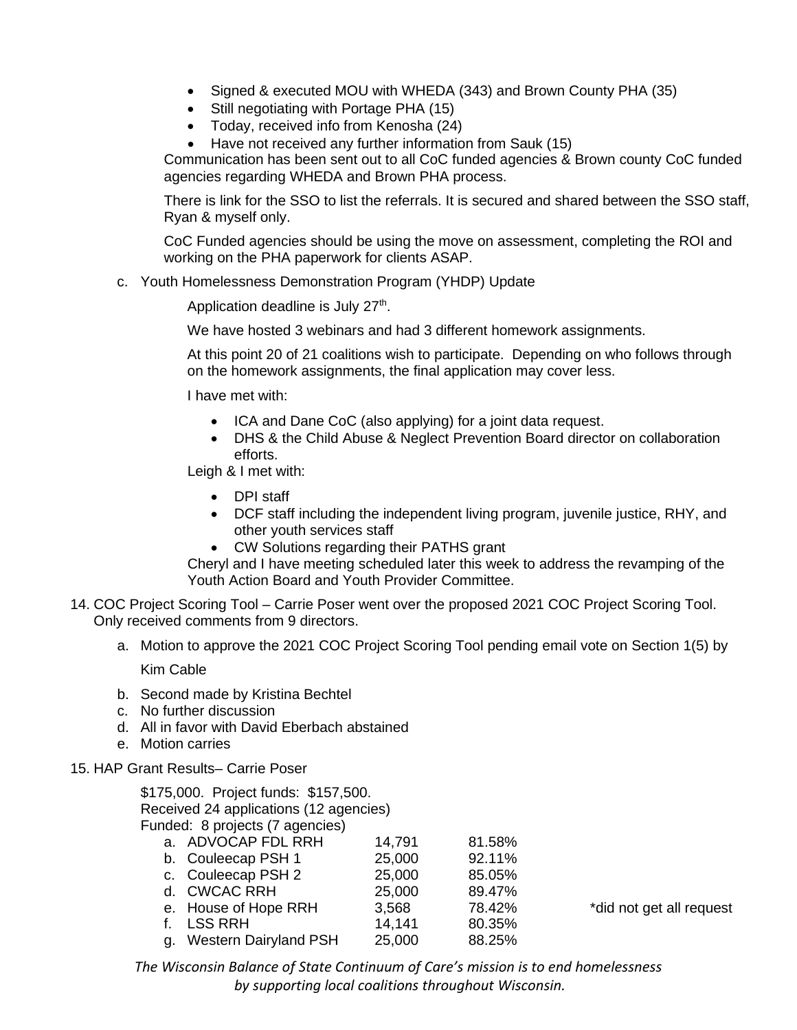- Signed & executed MOU with WHEDA (343) and Brown County PHA (35)
- Still negotiating with Portage PHA (15)
- Today, received info from Kenosha (24)
- Have not received any further information from Sauk (15)

Communication has been sent out to all CoC funded agencies & Brown county CoC funded agencies regarding WHEDA and Brown PHA process.

There is link for the SSO to list the referrals. It is secured and shared between the SSO staff, Ryan & myself only.

CoC Funded agencies should be using the move on assessment, completing the ROI and working on the PHA paperwork for clients ASAP.

c. Youth Homelessness Demonstration Program (YHDP) Update

Application deadline is July 27th.

We have hosted 3 webinars and had 3 different homework assignments.

At this point 20 of 21 coalitions wish to participate. Depending on who follows through on the homework assignments, the final application may cover less.

I have met with:

- ICA and Dane CoC (also applying) for a joint data request.
- DHS & the Child Abuse & Neglect Prevention Board director on collaboration efforts.

Leigh & I met with:

- DPI staff
- DCF staff including the independent living program, juvenile justice, RHY, and other youth services staff
- CW Solutions regarding their PATHS grant

Cheryl and I have meeting scheduled later this week to address the revamping of the Youth Action Board and Youth Provider Committee.

14. COC Project Scoring Tool – Carrie Poser went over the proposed 2021 COC Project Scoring Tool. Only received comments from 9 directors.

    a. Motion to approve the 2021 COC Project Scoring Tool pending email vote on Section 1(5) by Kim Cable
    b. Second made by Kristina Bechtel
    c. No further discussion
    d. All in favor with David Eberbach abstained
    e. Motion carries

15. HAP Grant Results– Carrie Poser

    $175,000. Project funds: $157,500.
    Received 24 applications (12 agencies)
    Funded: 8 projects (7 agencies)

| | Project | Amount | Score | Note |
|---|---|---|---|---|
| a. | ADVOCAP FDL RRH | 14,791 | 81.58% | |
| b. | Couleecap PSH 1 | 25,000 | 92.11% | |
| c. | Couleecap PSH 2 | 25,000 | 85.05% | |
| d. | CWCAC RRH | 25,000 | 89.47% | |
| e. | House of Hope RRH | 3,568 | 78.42% | *did not get all request |
| f. | LSS RRH | 14,141 | 80.35% | |
| g. | Western Dairyland PSH | 25,000 | 88.25% | |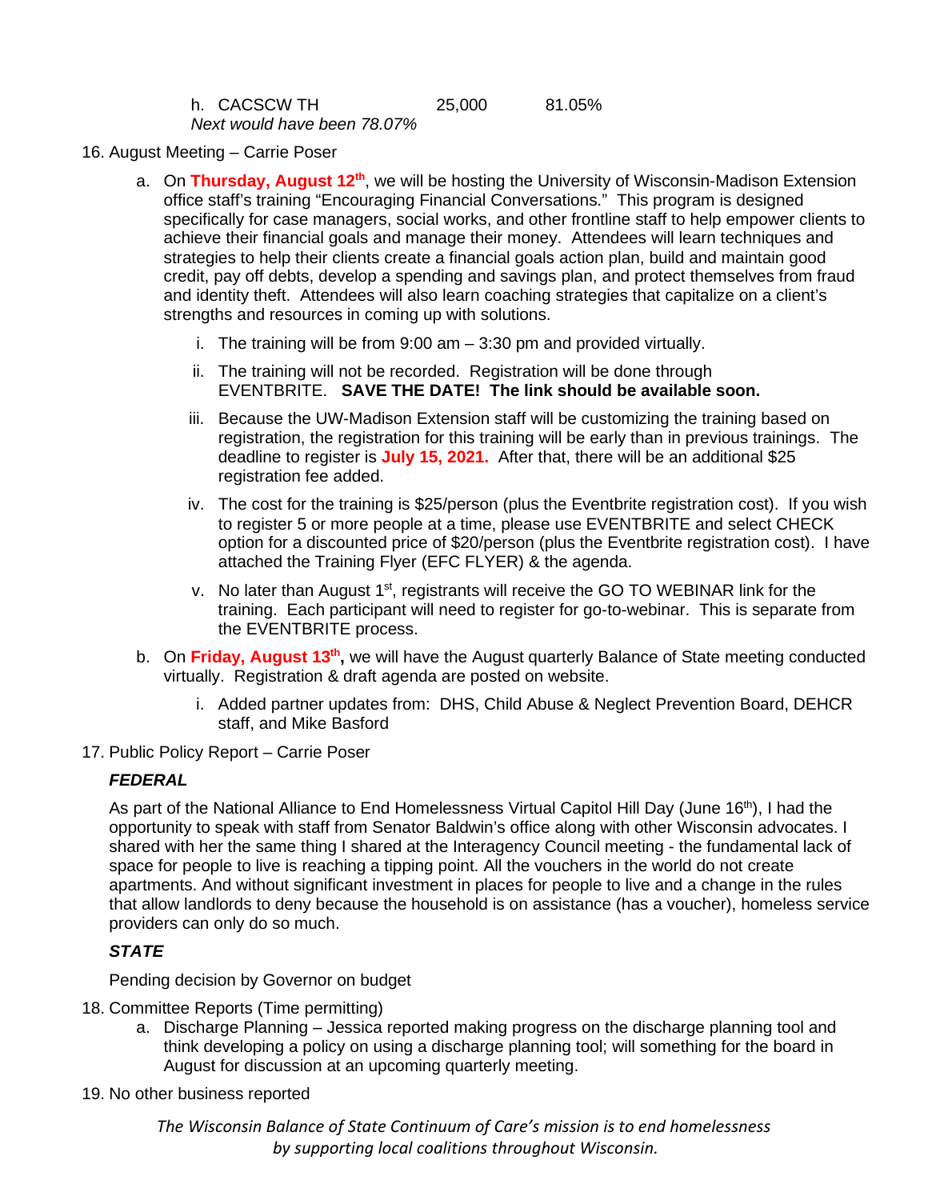h. CACSCW TH 25,000 81.05%
*Next would have been 78.07%*

16. August Meeting – Carrie Poser
    a. On **Thursday, August 12th**, we will be hosting the University of Wisconsin-Madison Extension office staff's training "Encouraging Financial Conversations." This program is designed specifically for case managers, social works, and other frontline staff to help empower clients to achieve their financial goals and manage their money. Attendees will learn techniques and strategies to help their clients create a financial goals action plan, build and maintain good credit, pay off debts, develop a spending and savings plan, and protect themselves from fraud and identity theft. Attendees will also learn coaching strategies that capitalize on a client's strengths and resources in coming up with solutions.
        i. The training will be from 9:00 am – 3:30 pm and provided virtually.
        ii. The training will not be recorded. Registration will be done through EVENTBRITE. **SAVE THE DATE! The link should be available soon.**
        iii. Because the UW-Madison Extension staff will be customizing the training based on registration, the registration for this training will be early than in previous trainings. The deadline to register is **July 15, 2021.** After that, there will be an additional $25 registration fee added.
        iv. The cost for the training is $25/person (plus the Eventbrite registration cost). If you wish to register 5 or more people at a time, please use EVENTBRITE and select CHECK option for a discounted price of $20/person (plus the Eventbrite registration cost). I have attached the Training Flyer (EFC FLYER) & the agenda.
        v. No later than August 1st, registrants will receive the GO TO WEBINAR link for the training. Each participant will need to register for go-to-webinar. This is separate from the EVENTBRITE process.
    b. On **Friday, August 13th,** we will have the August quarterly Balance of State meeting conducted virtually. Registration & draft agenda are posted on website.
        i. Added partner updates from: DHS, Child Abuse & Neglect Prevention Board, DEHCR staff, and Mike Basford

17. Public Policy Report – Carrie Poser

    ***FEDERAL***

    As part of the National Alliance to End Homelessness Virtual Capitol Hill Day (June 16th), I had the opportunity to speak with staff from Senator Baldwin's office along with other Wisconsin advocates. I shared with her the same thing I shared at the Interagency Council meeting - the fundamental lack of space for people to live is reaching a tipping point. All the vouchers in the world do not create apartments. And without significant investment in places for people to live and a change in the rules that allow landlords to deny because the household is on assistance (has a voucher), homeless service providers can only do so much.

    ***STATE***

    Pending decision by Governor on budget

18. Committee Reports (Time permitting)
    a. Discharge Planning – Jessica reported making progress on the discharge planning tool and think developing a policy on using a discharge planning tool; will something for the board in August for discussion at an upcoming quarterly meeting.

19. No other business reported

*The Wisconsin Balance of State Continuum of Care's mission is to end homelessness by supporting local coalitions throughout Wisconsin.*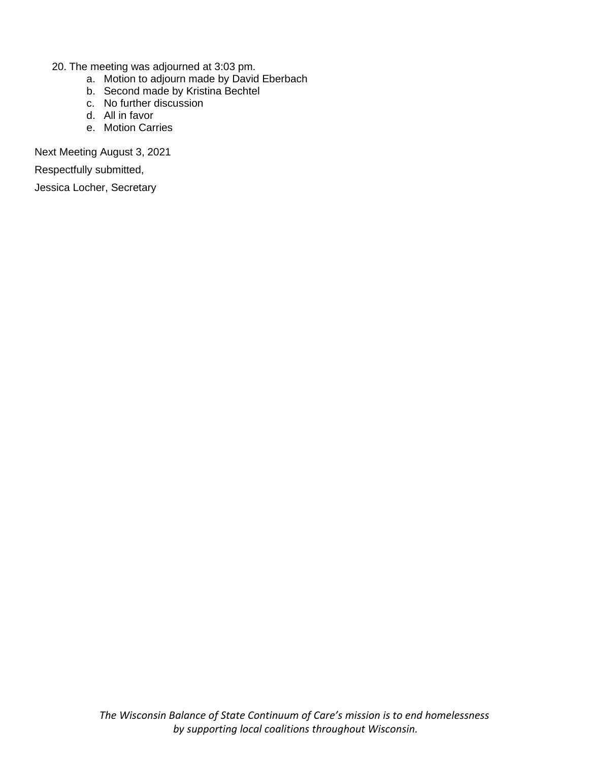20. The meeting was adjourned at 3:03 pm.
    a. Motion to adjourn made by David Eberbach
    b. Second made by Kristina Bechtel
    c. No further discussion
    d. All in favor
    e. Motion Carries

Next Meeting August 3, 2021

Respectfully submitted,

Jessica Locher, Secretary